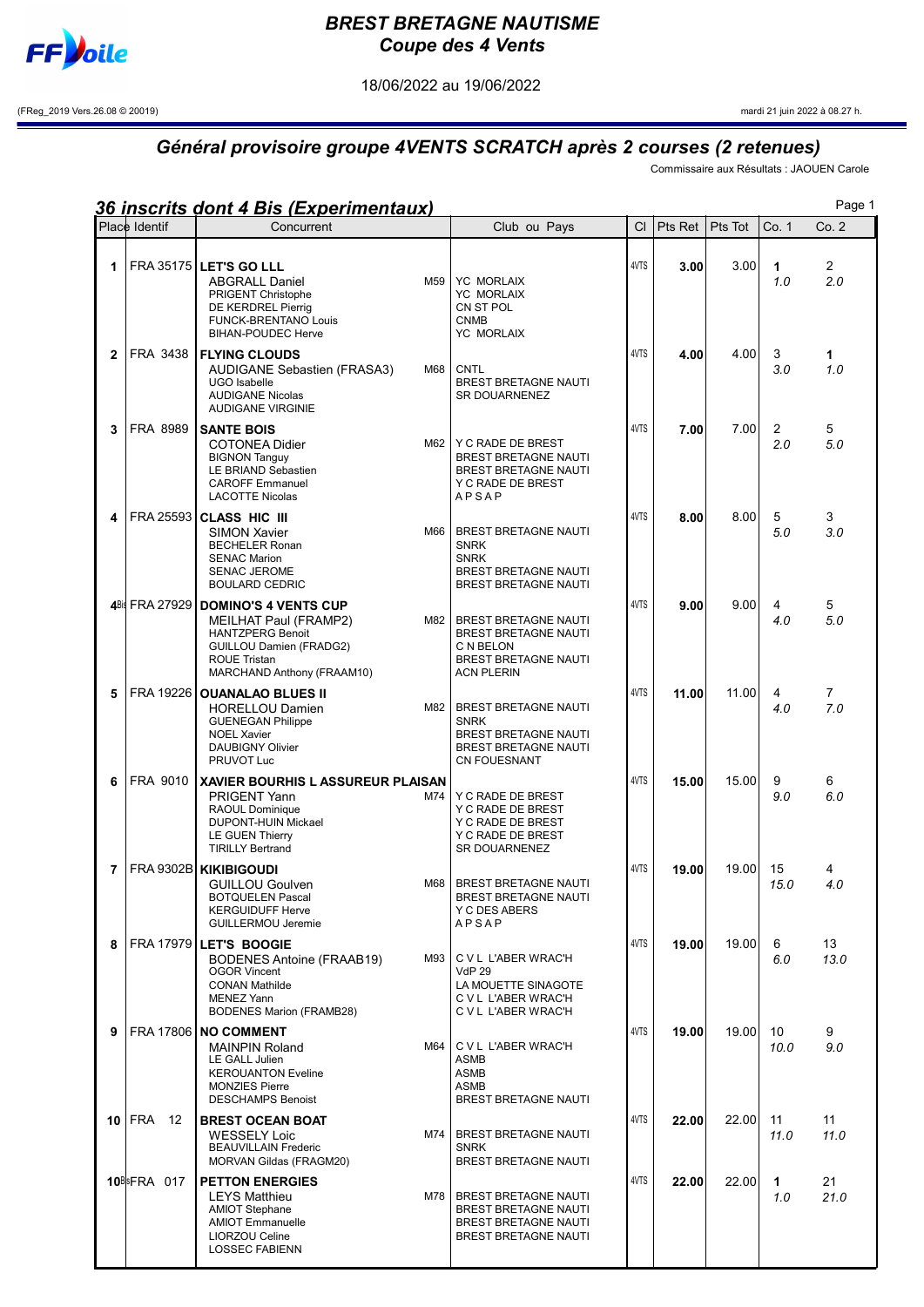# BREST BRETAGNE NAUTISME
## Coupe des 4 Vents

18/06/2022 au 19/06/2022

(FReg_2019 Vers.26.08 © 20019) mardi 21 juin 2022 à 08.27 h.

## Général provisoire groupe 4VENTS SCRATCH après 2 courses (2 retenues)

Commissaire aux Résultats : JAOUEN Carole

### 36 inscrits dont 4 Bis (Experimentaux)

| Place | Identif | Concurrent | | Club ou Pays | Cl | Pts Ret | Pts Tot | Co. 1 | Co. 2 |
|---|---|---|---|---|---|---|---|---|---|
| 1 | FRA 35175 | **LET'S GO LLL** | | | 4VTS | **3.00** | 3.00 | **1** *1.0* | 2 *2.0* |
| | | ABGRALL Daniel | M59 | YC MORLAIX | | | | | |
| | | PRIGENT Christophe | | YC MORLAIX | | | | | |
| | | DE KERDREL Pierrig | | CN ST POL | | | | | |
| | | FUNCK-BRENTANO Louis | | CNMB | | | | | |
| | | BIHAN-POUDEC Herve | | YC MORLAIX | | | | | |
| 2 | FRA 3438 | **FLYING CLOUDS** | | | 4VTS | **4.00** | 4.00 | 3 *3.0* | **1** *1.0* |
| | | AUDIGANE Sebastien (FRASA3) | M68 | CNTL | | | | | |
| | | UGO Isabelle | | BREST BRETAGNE NAUTI | | | | | |
| | | AUDIGANE Nicolas | | SR DOUARNENEZ | | | | | |
| | | AUDIGANE VIRGINIE | | | | | | | |
| 3 | FRA 8989 | **SANTE BOIS** | | | 4VTS | **7.00** | 7.00 | 2 *2.0* | 5 *5.0* |
| | | COTONEA Didier | M62 | Y C RADE DE BREST | | | | | |
| | | BIGNON Tanguy | | BREST BRETAGNE NAUTI | | | | | |
| | | LE BRIAND Sebastien | | BREST BRETAGNE NAUTI | | | | | |
| | | CAROFF Emmanuel | | Y C RADE DE BREST | | | | | |
| | | LACOTTE Nicolas | | A P S A P | | | | | |
| 4 | FRA 25593 | **CLASS HIC III** | | | 4VTS | **8.00** | 8.00 | 5 *5.0* | 3 *3.0* |
| | | SIMON Xavier | M66 | BREST BRETAGNE NAUTI | | | | | |
| | | BECHELER Ronan | | SNRK | | | | | |
| | | SENAC Marion | | SNRK | | | | | |
| | | SENAC JEROME | | BREST BRETAGNE NAUTI | | | | | |
| | | BOULARD CEDRIC | | BREST BRETAGNE NAUTI | | | | | |
| 4Bis | FRA 27929 | **DOMINO'S 4 VENTS CUP** | | | 4VTS | **9.00** | 9.00 | 4 *4.0* | 5 *5.0* |
| | | MEILHAT Paul (FRAMP2) | M82 | BREST BRETAGNE NAUTI | | | | | |
| | | HANTZPERG Benoit | | BREST BRETAGNE NAUTI | | | | | |
| | | GUILLOU Damien (FRADG2) | | C N BELON | | | | | |
| | | ROUE Tristan | | BREST BRETAGNE NAUTI | | | | | |
| | | MARCHAND Anthony (FRAAM10) | | ACN PLERIN | | | | | |
| 5 | FRA 19226 | **OUANALAO BLUES II** | | | 4VTS | **11.00** | 11.00 | 4 *4.0* | 7 *7.0* |
| | | HORELLOU Damien | M82 | BREST BRETAGNE NAUTI | | | | | |
| | | GUENEGAN Philippe | | SNRK | | | | | |
| | | NOEL Xavier | | BREST BRETAGNE NAUTI | | | | | |
| | | DAUBIGNY Olivier | | BREST BRETAGNE NAUTI | | | | | |
| | | PRUVOT Luc | | CN FOUESNANT | | | | | |
| 6 | FRA 9010 | **XAVIER BOURHIS L ASSUREUR PLAISAN** | | | 4VTS | **15.00** | 15.00 | 9 *9.0* | 6 *6.0* |
| | | PRIGENT Yann | M74 | Y C RADE DE BREST | | | | | |
| | | RAOUL Dominique | | Y C RADE DE BREST | | | | | |
| | | DUPONT-HUIN Mickael | | Y C RADE DE BREST | | | | | |
| | | LE GUEN Thierry | | Y C RADE DE BREST | | | | | |
| | | TIRILLY Bertrand | | SR DOUARNENEZ | | | | | |
| 7 | FRA 9302B | **KIKIBIGOUDI** | | | 4VTS | **19.00** | 19.00 | 15 *15.0* | 4 *4.0* |
| | | GUILLOU Goulven | M68 | BREST BRETAGNE NAUTI | | | | | |
| | | BOTQUELEN Pascal | | BREST BRETAGNE NAUTI | | | | | |
| | | KERGUIDUFF Herve | | Y C DES ABERS | | | | | |
| | | GUILLERMOU Jeremie | | A P S A P | | | | | |
| 8 | FRA 17979 | **LET'S BOOGIE** | | | 4VTS | **19.00** | 19.00 | 6 *6.0* | 13 *13.0* |
| | | BODENES Antoine (FRAAB19) | M93 | C V L L'ABER WRAC'H | | | | | |
| | | OGOR Vincent | | VdP 29 | | | | | |
| | | CONAN Mathilde | | LA MOUETTE SINAGOTE | | | | | |
| | | MENEZ Yann | | C V L L'ABER WRAC'H | | | | | |
| | | BODENES Marion (FRAMB28) | | C V L L'ABER WRAC'H | | | | | |
| 9 | FRA 17806 | **NO COMMENT** | | | 4VTS | **19.00** | 19.00 | 10 *10.0* | 9 *9.0* |
| | | MAINPIN Roland | M64 | C V L L'ABER WRAC'H | | | | | |
| | | LE GALL Julien | | ASMB | | | | | |
| | | KEROUANTON Eveline | | ASMB | | | | | |
| | | MONZIES Pierre | | ASMB | | | | | |
| | | DESCHAMPS Benoist | | BREST BRETAGNE NAUTI | | | | | |
| 10 | FRA 12 | **BREST OCEAN BOAT** | | | 4VTS | **22.00** | 22.00 | 11 *11.0* | 11 *11.0* |
| | | WESSELY Loic | M74 | BREST BRETAGNE NAUTI | | | | | |
| | | BEAUVILLAIN Frederic | | SNRK | | | | | |
| | | MORVAN Gildas (FRAGM20) | | BREST BRETAGNE NAUTI | | | | | |
| 10Bis | FRA 017 | **PETTON ENERGIES** | | | 4VTS | **22.00** | 22.00 | **1** *1.0* | 21 *21.0* |
| | | LEYS Matthieu | M78 | BREST BRETAGNE NAUTI | | | | | |
| | | AMIOT Stephane | | BREST BRETAGNE NAUTI | | | | | |
| | | AMIOT Emmanuelle | | BREST BRETAGNE NAUTI | | | | | |
| | | LIORZOU Celine | | BREST BRETAGNE NAUTI | | | | | |
| | | LOSSEC FABIENN | | | | | | | |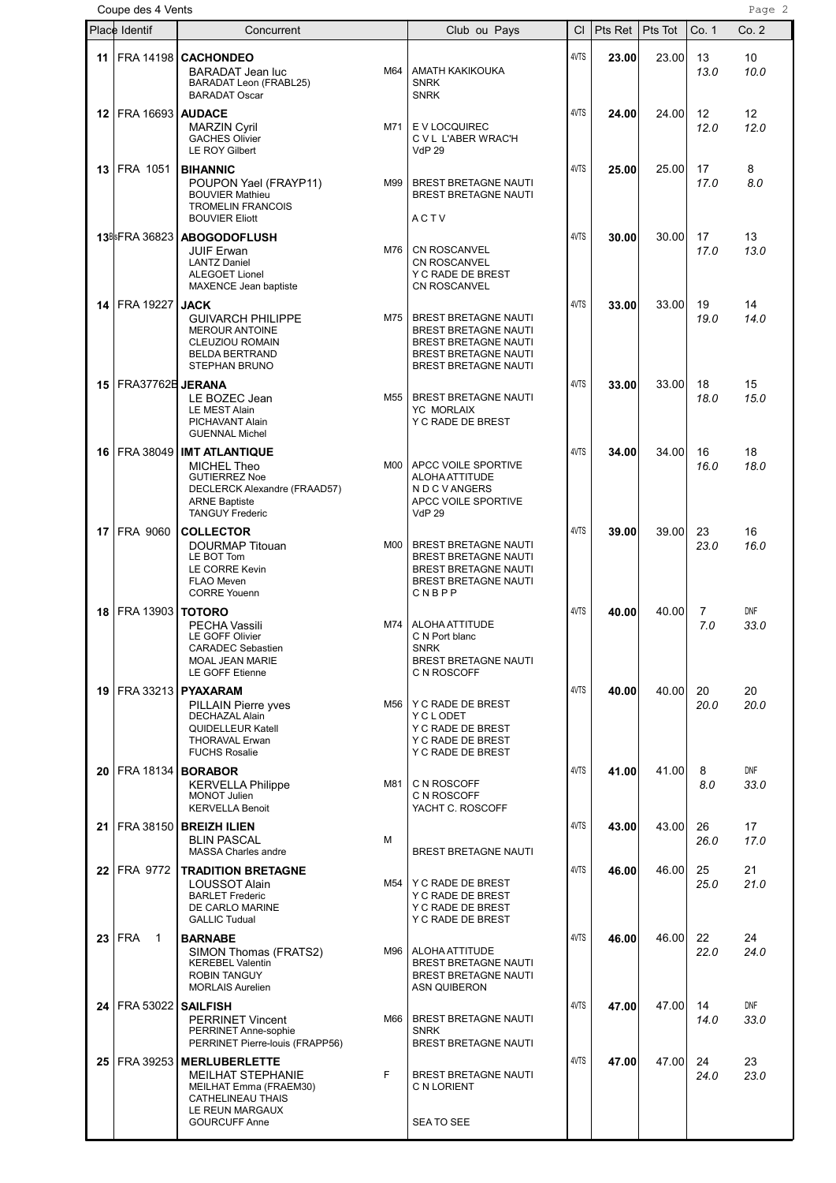Coupe des 4 Vents

| Place | Identif | Concurrent | | Club ou Pays | Cl | Pts Ret | Pts Tot | Co. 1 | Co. 2 |
|---|---|---|---|---|---|---|---|---|---|
| 11 | FRA 14198 | **CACHONDEO** | | | 4VTS | **23.00** | 23.00 | 13 | 10 |
| | | BARADAT Jean luc | M64 | AMATH KAKIKOUKA | | | | *13.0* | *10.0* |
| | | BARADAT Leon (FRABL25) | | SNRK | | | | | |
| | | BARADAT Oscar | | SNRK | | | | | |
| 12 | FRA 16693 | **AUDACE** | | | 4VTS | **24.00** | 24.00 | 12 | 12 |
| | | MARZIN Cyril | M71 | E V LOCQUIREC | | | | *12.0* | *12.0* |
| | | GACHES Olivier | | C V L L'ABER WRAC'H | | | | | |
| | | LE ROY Gilbert | | VdP 29 | | | | | |
| 13 | FRA 1051 | **BIHANNIC** | | | 4VTS | **25.00** | 25.00 | 17 | 8 |
| | | POUPON Yael (FRAYP11) | M99 | BREST BRETAGNE NAUTI | | | | *17.0* | *8.0* |
| | | BOUVIER Mathieu | | BREST BRETAGNE NAUTI | | | | | |
| | | TROMELIN FRANCOIS | | | | | | | |
| | | BOUVIER Eliott | | A C T V | | | | | |
| 13Bis | FRA 36823 | **ABOGODOFLUSH** | | | 4VTS | **30.00** | 30.00 | 17 | 13 |
| | | JUIF Erwan | M76 | CN ROSCANVEL | | | | *17.0* | *13.0* |
| | | LANTZ Daniel | | CN ROSCANVEL | | | | | |
| | | ALEGOET Lionel | | Y C RADE DE BREST | | | | | |
| | | MAXENCE Jean baptiste | | CN ROSCANVEL | | | | | |
| 14 | FRA 19227 | **JACK** | | | 4VTS | **33.00** | 33.00 | 19 | 14 |
| | | GUIVARCH PHILIPPE | M75 | BREST BRETAGNE NAUTI | | | | *19.0* | *14.0* |
| | | MEROUR ANTOINE | | BREST BRETAGNE NAUTI | | | | | |
| | | CLEUZIOU ROMAIN | | BREST BRETAGNE NAUTI | | | | | |
| | | BELDA BERTRAND | | BREST BRETAGNE NAUTI | | | | | |
| | | STEPHAN BRUNO | | BREST BRETAGNE NAUTI | | | | | |
| 15 | FRA37762B | **JERANA** | | | 4VTS | **33.00** | 33.00 | 18 | 15 |
| | | LE BOZEC Jean | M55 | BREST BRETAGNE NAUTI | | | | *18.0* | *15.0* |
| | | LE MEST Alain | | YC MORLAIX | | | | | |
| | | PICHAVANT Alain | | Y C RADE DE BREST | | | | | |
| | | GUENNAL Michel | | | | | | | |
| 16 | FRA 38049 | **IMT ATLANTIQUE** | | | 4VTS | **34.00** | 34.00 | 16 | 18 |
| | | MICHEL Theo | M00 | APCC VOILE SPORTIVE | | | | *16.0* | *18.0* |
| | | GUTIERREZ Noe | | ALOHA ATTITUDE | | | | | |
| | | DECLERCK Alexandre (FRAAD57) | | N D C V ANGERS | | | | | |
| | | ARNE Baptiste | | APCC VOILE SPORTIVE | | | | | |
| | | TANGUY Frederic | | VdP 29 | | | | | |
| 17 | FRA 9060 | **COLLECTOR** | | | 4VTS | **39.00** | 39.00 | 23 | 16 |
| | | DOURMAP Titouan | M00 | BREST BRETAGNE NAUTI | | | | *23.0* | *16.0* |
| | | LE BOT Tom | | BREST BRETAGNE NAUTI | | | | | |
| | | LE CORRE Kevin | | BREST BRETAGNE NAUTI | | | | | |
| | | FLAO Meven | | BREST BRETAGNE NAUTI | | | | | |
| | | CORRE Youenn | | C N B P P | | | | | |
| 18 | FRA 13903 | **TOTORO** | | | 4VTS | **40.00** | 40.00 | 7 | DNF |
| | | PECHA Vassili | M74 | ALOHA ATTITUDE | | | | *7.0* | *33.0* |
| | | LE GOFF Olivier | | C N Port blanc | | | | | |
| | | CARADEC Sebastien | | SNRK | | | | | |
| | | MOAL JEAN MARIE | | BREST BRETAGNE NAUTI | | | | | |
| | | LE GOFF Etienne | | C N ROSCOFF | | | | | |
| 19 | FRA 33213 | **PYXARAM** | | | 4VTS | **40.00** | 40.00 | 20 | 20 |
| | | PILLAIN Pierre yves | M56 | Y C RADE DE BREST | | | | *20.0* | *20.0* |
| | | DECHAZAL Alain | | Y C L ODET | | | | | |
| | | QUIDELLEUR Katell | | Y C RADE DE BREST | | | | | |
| | | THORAVAL Erwan | | Y C RADE DE BREST | | | | | |
| | | FUCHS Rosalie | | Y C RADE DE BREST | | | | | |
| 20 | FRA 18134 | **BORABOR** | | | 4VTS | **41.00** | 41.00 | 8 | DNF |
| | | KERVELLA Philippe | M81 | C N ROSCOFF | | | | *8.0* | *33.0* |
| | | MONOT Julien | | C N ROSCOFF | | | | | |
| | | KERVELLA Benoit | | YACHT C. ROSCOFF | | | | | |
| 21 | FRA 38150 | **BREIZH ILIEN** | | | 4VTS | **43.00** | 43.00 | 26 | 17 |
| | | BLIN PASCAL | M | | | | | *26.0* | *17.0* |
| | | MASSA Charles andre | | BREST BRETAGNE NAUTI | | | | | |
| 22 | FRA 9772 | **TRADITION BRETAGNE** | | | 4VTS | **46.00** | 46.00 | 25 | 21 |
| | | LOUSSOT Alain | M54 | Y C RADE DE BREST | | | | *25.0* | *21.0* |
| | | BARLET Frederic | | Y C RADE DE BREST | | | | | |
| | | DE CARLO MARINE | | Y C RADE DE BREST | | | | | |
| | | GALLIC Tudual | | Y C RADE DE BREST | | | | | |
| 23 | FRA 1 | **BARNABE** | | | 4VTS | **46.00** | 46.00 | 22 | 24 |
| | | SIMON Thomas (FRATS2) | M96 | ALOHA ATTITUDE | | | | *22.0* | *24.0* |
| | | KEREBEL Valentin | | BREST BRETAGNE NAUTI | | | | | |
| | | ROBIN TANGUY | | BREST BRETAGNE NAUTI | | | | | |
| | | MORLAIS Aurelien | | ASN QUIBERON | | | | | |
| 24 | FRA 53022 | **SAILFISH** | | | 4VTS | **47.00** | 47.00 | 14 | DNF |
| | | PERRINET Vincent | M66 | BREST BRETAGNE NAUTI | | | | *14.0* | *33.0* |
| | | PERRINET Anne-sophie | | SNRK | | | | | |
| | | PERRINET Pierre-louis (FRAPP56) | | BREST BRETAGNE NAUTI | | | | | |
| 25 | FRA 39253 | **MERLUBERLETTE** | | | 4VTS | **47.00** | 47.00 | 24 | 23 |
| | | MEILHAT STEPHANIE | F | BREST BRETAGNE NAUTI | | | | *24.0* | *23.0* |
| | | MEILHAT Emma (FRAEM30) | | C N LORIENT | | | | | |
| | | CATHELINEAU THAIS | | | | | | | |
| | | LE REUN MARGAUX | | | | | | | |
| | | GOURCUFF Anne | | SEA TO SEE | | | | | |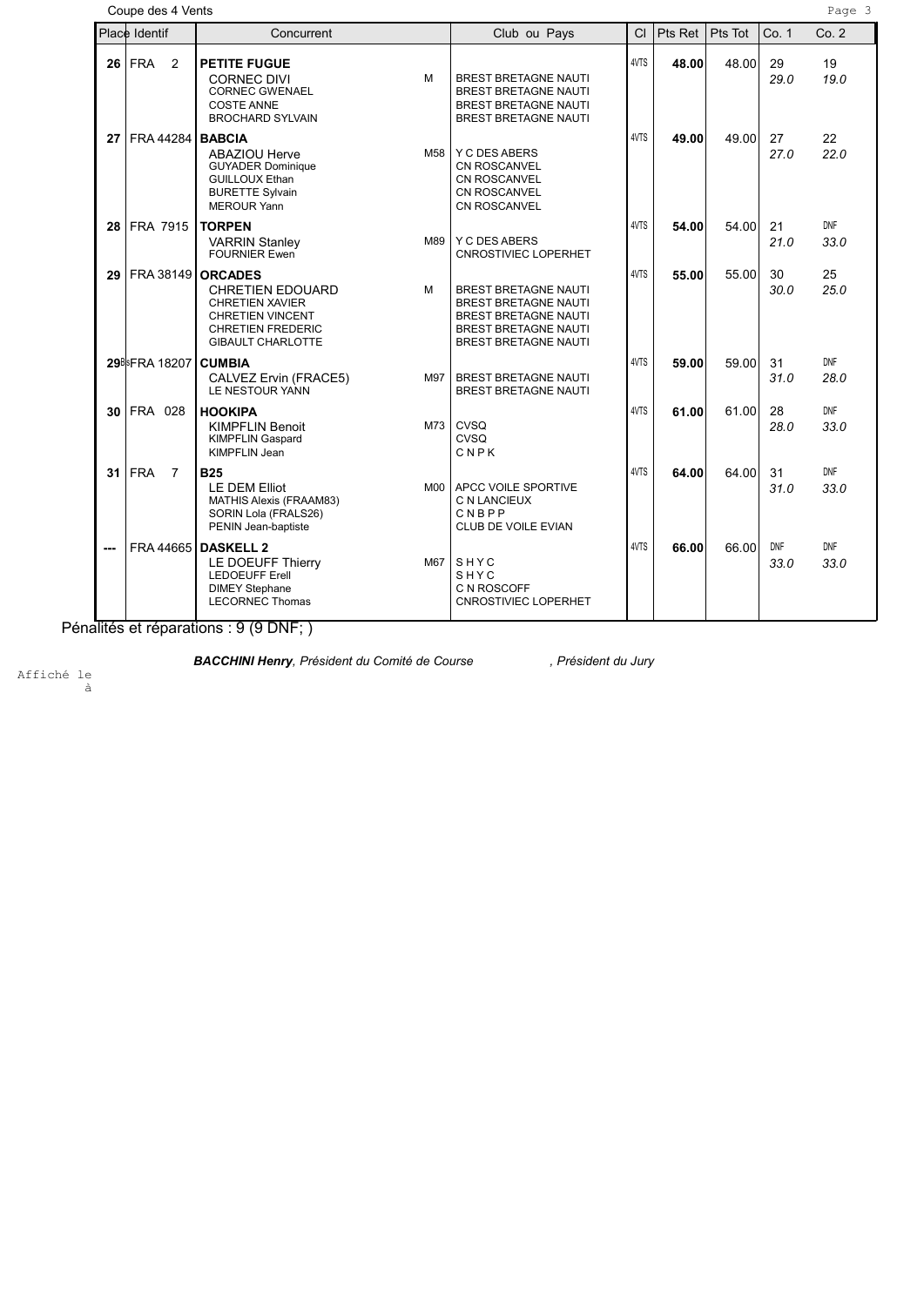Coupe des 4 Vents

| Place | Identif | Concurrent | | Club ou Pays | Cl | Pts Ret | Pts Tot | Co. 1 | Co. 2 |
|---|---|---|---|---|---|---|---|---|---|
| 26 | FRA 2 | **PETITE FUGUE**<br>CORNEC DIVI<br>CORNEC GWENAEL<br>COSTE ANNE<br>BROCHARD SYLVAIN | M | <br>BREST BRETAGNE NAUTI<br>BREST BRETAGNE NAUTI<br>BREST BRETAGNE NAUTI<br>BREST BRETAGNE NAUTI | 4VTS | **48.00** | 48.00 | 29<br>*29.0* | 19<br>*19.0* |
| 27 | FRA 44284 | **BABCIA**<br>ABAZIOU Herve<br>GUYADER Dominique<br>GUILLOUX Ethan<br>BURETTE Sylvain<br>MEROUR Yann | M58 | <br>Y C DES ABERS<br>CN ROSCANVEL<br>CN ROSCANVEL<br>CN ROSCANVEL<br>CN ROSCANVEL | 4VTS | **49.00** | 49.00 | 27<br>*27.0* | 22<br>*22.0* |
| 28 | FRA 7915 | **TORPEN**<br>VARRIN Stanley<br>FOURNIER Ewen | M89 | <br>Y C DES ABERS<br>CNROSTIVIEC LOPERHET | 4VTS | **54.00** | 54.00 | 21<br>*21.0* | DNF<br>*33.0* |
| 29 | FRA 38149 | **ORCADES**<br>CHRETIEN EDOUARD<br>CHRETIEN XAVIER<br>CHRETIEN VINCENT<br>CHRETIEN FREDERIC<br>GIBAULT CHARLOTTE | M | <br>BREST BRETAGNE NAUTI<br>BREST BRETAGNE NAUTI<br>BREST BRETAGNE NAUTI<br>BREST BRETAGNE NAUTI<br>BREST BRETAGNE NAUTI | 4VTS | **55.00** | 55.00 | 30<br>*30.0* | 25<br>*25.0* |
| 29Bis | FRA 18207 | **CUMBIA**<br>CALVEZ Ervin (FRACE5)<br>LE NESTOUR YANN | M97 | <br>BREST BRETAGNE NAUTI<br>BREST BRETAGNE NAUTI | 4VTS | **59.00** | 59.00 | 31<br>*31.0* | DNF<br>*28.0* |
| 30 | FRA 028 | **HOOKIPA**<br>KIMPFLIN Benoit<br>KIMPFLIN Gaspard<br>KIMPFLIN Jean | M73 | <br>CVSQ<br>CVSQ<br>C N P K | 4VTS | **61.00** | 61.00 | 28<br>*28.0* | DNF<br>*33.0* |
| 31 | FRA 7 | **B25**<br>LE DEM Elliot<br>MATHIS Alexis (FRAAM83)<br>SORIN Lola (FRALS26)<br>PENIN Jean-baptiste | M00 | <br>APCC VOILE SPORTIVE<br>C N LANCIEUX<br>C N B P P<br>CLUB DE VOILE EVIAN | 4VTS | **64.00** | 64.00 | 31<br>*31.0* | DNF<br>*33.0* |
| --- | FRA 44665 | **DASKELL 2**<br>LE DOEUFF Thierry<br>LEDOEUFF Erell<br>DIMEY Stephane<br>LECORNEC Thomas | M67 | <br>S H Y C<br>S H Y C<br>C N ROSCOFF<br>CNROSTIVIEC LOPERHET | 4VTS | **66.00** | 66.00 | DNF<br>*33.0* | DNF<br>*33.0* |

Pénalités et réparations : 9 (9 DNF; )

***BACCHINI Henry**, Président du Comité de Course* &nbsp;&nbsp;&nbsp;&nbsp; *, Président du Jury*

Affiché le
à